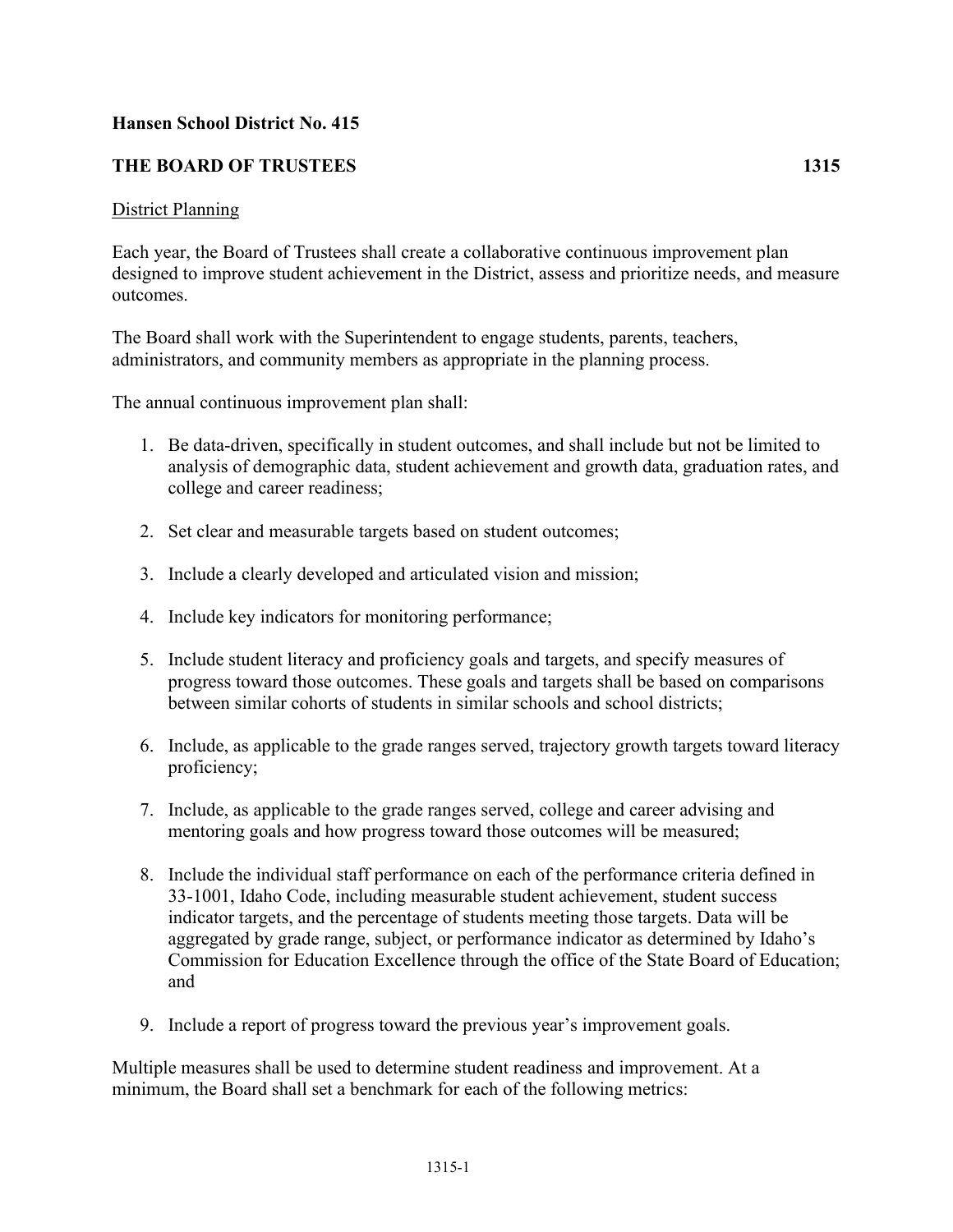**Hansen School District No. 415**

**THE BOARD OF TRUSTEES 1315**

District Planning

Each year, the Board of Trustees shall create a collaborative continuous improvement plan designed to improve student achievement in the District, assess and prioritize needs, and measure outcomes.

The Board shall work with the Superintendent to engage students, parents, teachers, administrators, and community members as appropriate in the planning process.

The annual continuous improvement plan shall:

1. Be data-driven, specifically in student outcomes, and shall include but not be limited to analysis of demographic data, student achievement and growth data, graduation rates, and college and career readiness;

2. Set clear and measurable targets based on student outcomes;

3. Include a clearly developed and articulated vision and mission;

4. Include key indicators for monitoring performance;

5. Include student literacy and proficiency goals and targets, and specify measures of progress toward those outcomes. These goals and targets shall be based on comparisons between similar cohorts of students in similar schools and school districts;

6. Include, as applicable to the grade ranges served, trajectory growth targets toward literacy proficiency;

7. Include, as applicable to the grade ranges served, college and career advising and mentoring goals and how progress toward those outcomes will be measured;

8. Include the individual staff performance on each of the performance criteria defined in 33-1001, Idaho Code, including measurable student achievement, student success indicator targets, and the percentage of students meeting those targets. Data will be aggregated by grade range, subject, or performance indicator as determined by Idaho's Commission for Education Excellence through the office of the State Board of Education; and

9. Include a report of progress toward the previous year's improvement goals.

Multiple measures shall be used to determine student readiness and improvement. At a minimum, the Board shall set a benchmark for each of the following metrics: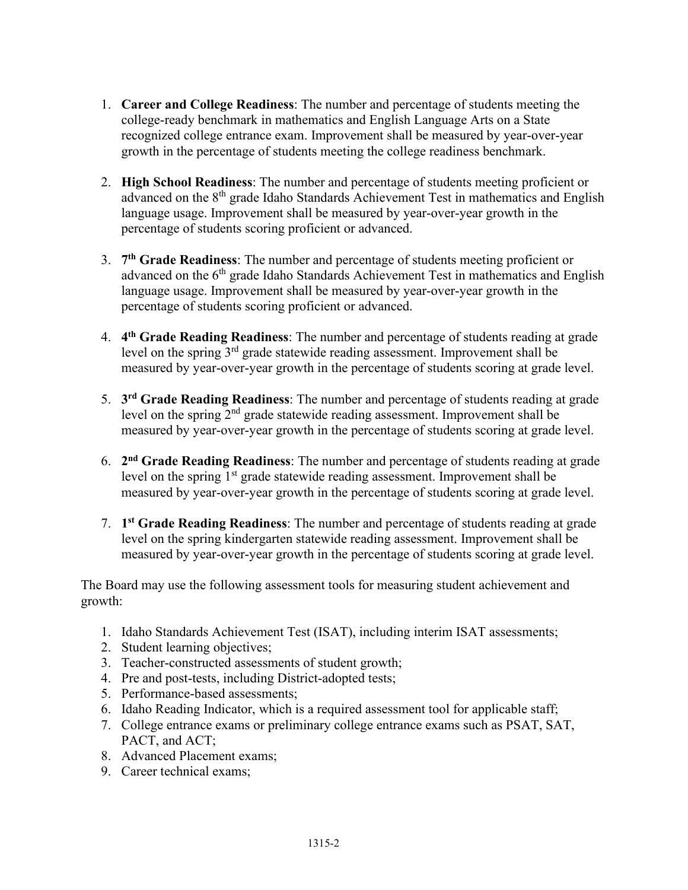1. **Career and College Readiness**: The number and percentage of students meeting the college-ready benchmark in mathematics and English Language Arts on a State recognized college entrance exam. Improvement shall be measured by year-over-year growth in the percentage of students meeting the college readiness benchmark.

2. **High School Readiness**: The number and percentage of students meeting proficient or advanced on the 8th grade Idaho Standards Achievement Test in mathematics and English language usage. Improvement shall be measured by year-over-year growth in the percentage of students scoring proficient or advanced.

3. **7th Grade Readiness**: The number and percentage of students meeting proficient or advanced on the 6th grade Idaho Standards Achievement Test in mathematics and English language usage. Improvement shall be measured by year-over-year growth in the percentage of students scoring proficient or advanced.

4. **4th Grade Reading Readiness**: The number and percentage of students reading at grade level on the spring 3rd grade statewide reading assessment. Improvement shall be measured by year-over-year growth in the percentage of students scoring at grade level.

5. **3rd Grade Reading Readiness**: The number and percentage of students reading at grade level on the spring 2nd grade statewide reading assessment. Improvement shall be measured by year-over-year growth in the percentage of students scoring at grade level.

6. **2nd Grade Reading Readiness**: The number and percentage of students reading at grade level on the spring 1st grade statewide reading assessment. Improvement shall be measured by year-over-year growth in the percentage of students scoring at grade level.

7. **1st Grade Reading Readiness**: The number and percentage of students reading at grade level on the spring kindergarten statewide reading assessment. Improvement shall be measured by year-over-year growth in the percentage of students scoring at grade level.

The Board may use the following assessment tools for measuring student achievement and growth:

1. Idaho Standards Achievement Test (ISAT), including interim ISAT assessments;
2. Student learning objectives;
3. Teacher-constructed assessments of student growth;
4. Pre and post-tests, including District-adopted tests;
5. Performance-based assessments;
6. Idaho Reading Indicator, which is a required assessment tool for applicable staff;
7. College entrance exams or preliminary college entrance exams such as PSAT, SAT, PACT, and ACT;
8. Advanced Placement exams;
9. Career technical exams;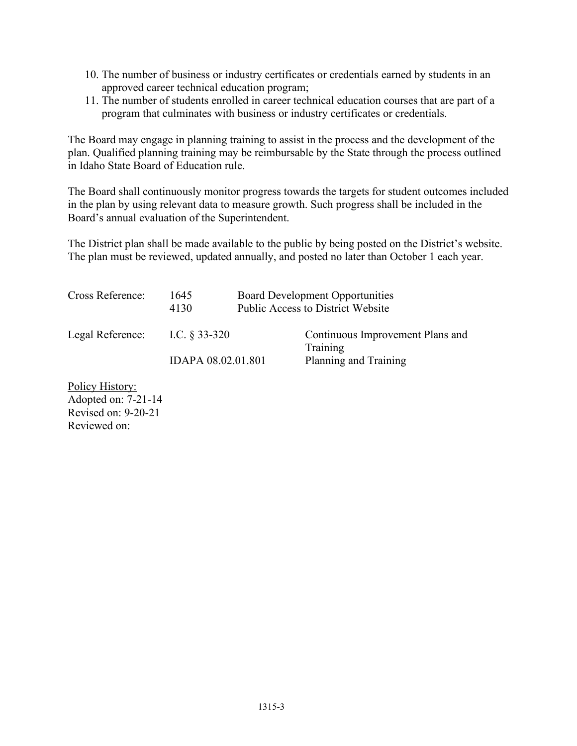10. The number of business or industry certificates or credentials earned by students in an approved career technical education program;
11. The number of students enrolled in career technical education courses that are part of a program that culminates with business or industry certificates or credentials.

The Board may engage in planning training to assist in the process and the development of the plan. Qualified planning training may be reimbursable by the State through the process outlined in Idaho State Board of Education rule.

The Board shall continuously monitor progress towards the targets for student outcomes included in the plan by using relevant data to measure growth. Such progress shall be included in the Board's annual evaluation of the Superintendent.

The District plan shall be made available to the public by being posted on the District's website. The plan must be reviewed, updated annually, and posted no later than October 1 each year.

| | | |
|---|---|---|
| Cross Reference: | 1645 | Board Development Opportunities |
| | 4130 | Public Access to District Website |
| Legal Reference: | I.C. § 33-320 | Continuous Improvement Plans and Training |
| | IDAPA 08.02.01.801 | Planning and Training |

Policy History:
Adopted on: 7-21-14
Revised on: 9-20-21
Reviewed on: